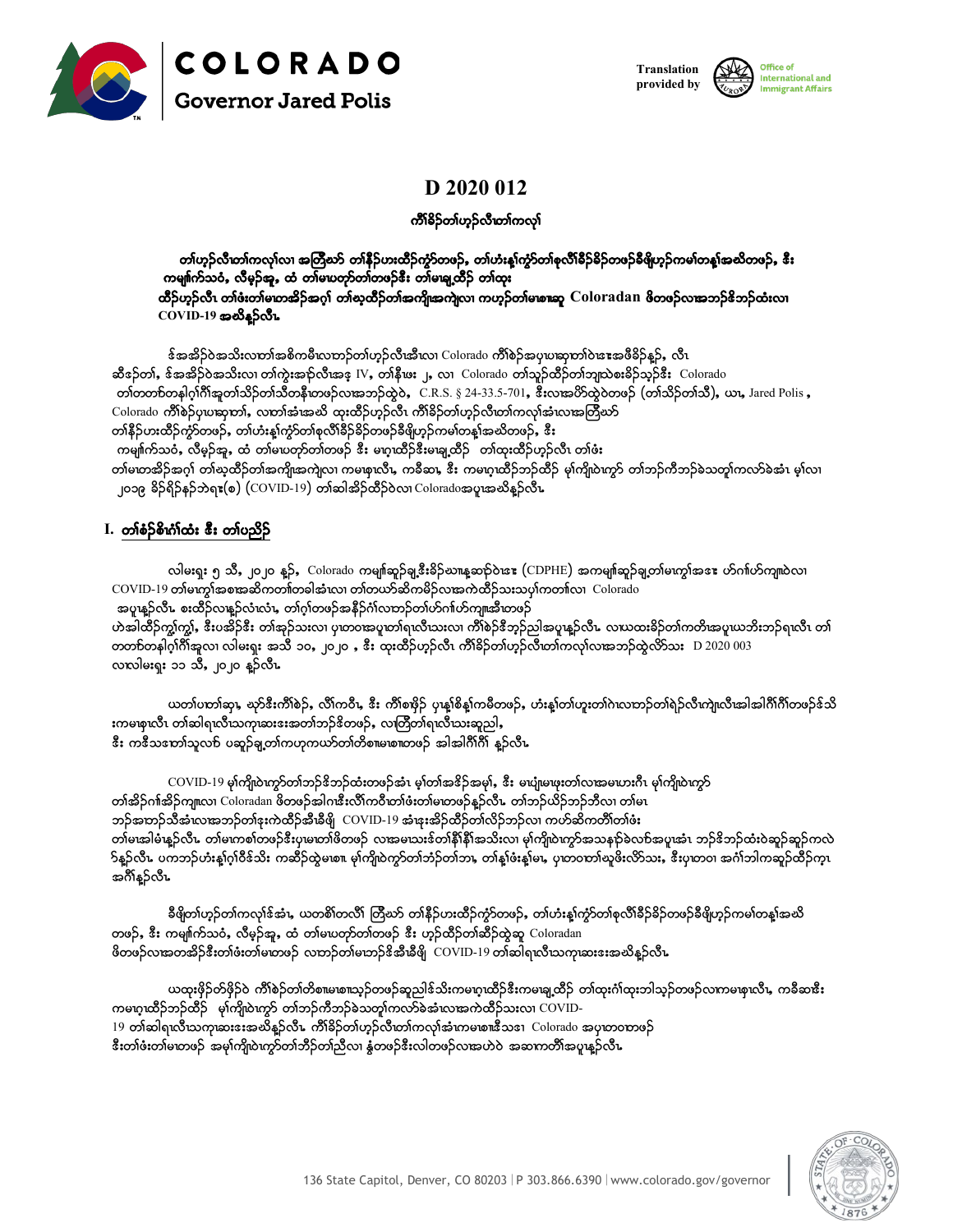**COLORADO**
**Governor Jared Polis**

Translation provided by Office of International and Immigrant Affairs

# D 2020 012

**ကီၢ်ခိၣ်တၢ်ဟ့ၣ်လီၤတၢ်ကလုၢ်**

**တၢ်ဟ့ၣ်လီၤတၢ်ကလုၢ်လၢ အတြီဃာ် တၢ်နီၣ်ဟးထီၣ်ကွံာ်တဖၣ်, တၢ်ဟံးနၢ်ကွံာ်တၢ်စုလီၢ်ခီၣ်ခိၣ်တဖၣ်ခီဖျိဟ့ၣ်ကမၢ်တနၢ်အဃိတဖၣ်, ဒီး ကမျၢၢ်က်သဝံ, လီမှဉ်အူ, ထံ တၢ်မၤဟ့ၣ်တၢ်တဖၣ်ဒီး တၢ်မၤချူးထီၣ် တၢ်ထုး ထီၣ်ဟ့ၣ်လီၤ တၢ်ဖံးတၢ်မၤတဖၣ်အဂ့ၢ် တၢ်ဃုထီၣ်တၢ်အကျိုးအကျဲလၢ ကဟ့ၣ်တၢ်မၤစၢၤဆူ Coloradan ဖိတဖၣ်လၢအဘၣ်ဒိဘၣ်ထံးလၢ COVID-19 အဃိန့ၣ်လီၤ**

ဒ်အဒိၣ်ဝဲအသိးလၢတၢ်အစိကမီၤလၢဘၣ်တၢ်ဟ့ၣ်လီၤအီၤလၢ Colorado ကီၢ်စဲၣ်အပှၤပၢဆှၢတၢ်ဝဲၤအဖီခိၣ်နှၣ်, လီၤ ဆီဒၣ်တၢ်, ဒ်အဒိၣ်ဝဲအသိးလၢ တၢ်ကွဲးအၢဉ်လီၤအဒ IV, တၢ်နီၤဖး ၂, လၢ Colorado တၢ်သူၣ်ထီၣ်တၢ်ဘျ့ၤလဲၤစးခိၣ်သ့ၣ်ဒီး Colorado တၢ်တတၢ်တနါဂ့ၢ်ဂီၢ်အူတၢ်သိၣ်တၢ်သိတနီၤတဖၣ်လၢအဘၣ်ထွဲဝဲ, C.R.S. § 24-33.5-701, ဒီးလၢအဟ်ထွဲဝဲတဖၣ် (တၢ်သိၣ်တၢ်သိ), ယၤ, Jared Polis , Colorado ကီၢ်စဲၣ်ပှၤပၢဆှၢတၢ်, လၢတၢ်အံၤအဃိ ထုးထီၣ်ဟ့ၣ်လီၤ ကီၢ်ခိၣ်တၢ်ဟ့ၣ်လီၤတၢ်ကလုၢ်အံၤလၢအတြီဃာ် တၢ်နီၣ်ဟးထီၣ်ကွံာ်တဖၣ်, တၢ်ဟံးနၢ်ကွံာ်တၢ်စုလီၢ်ခီၣ်ခိၣ်တဖၣ်ခီဖျိဟ့ၣ်ကမၢ်တနၢ်အဃိတဖၣ်, ဒီး ကမျၢၢ်က်သဝံ, လီမှဉ်အူ, ထံ တၢ်မၤဟ့ၣ်တၢ်တဖၣ် ဒီး မၤဂ့ၤထီၣ်ဒီးမၤချူးထီၣ် တၢ်ထုးထီၣ်ဟ့ၣ်လီၤ တၢ်ဖံး တၢ်မၤတဖၣ်အဂ့ၢ် တၢ်ဃုထီၣ်တၢ်အကျိုးအကျဲလၢ ကမၤစၢၤလီၤ, ကခီဆၢ, ဒီး ကမၤဂ့ၤထီၣ်ဘၣ်ထီၣ် မုၢ်ကျိၤဝဲၤကွၢ် တၢ်ဘၣ်ကီဘၣ်ခဲသတူၢ်ကလၢ်ခဲအံၤ မ့ၢ်လၢ ၂၀၁၉ ခိၣ်ရိၣ်နၣ်ဘဲရး(စ) (COVID-19) တၢ်ဆါအဒိၣ်ထီၣ်ဝဲလၢ Coloradoအပူၤအဃိန့ၣ်လီၤ

## I. တၢ်စံၣ်စိၤဂံၢ်ထံး ဒီး တၢ်ပညိၣ်

လါမးရှး ၅ သီ, ၂၀၂၀ နှၣ်, Colorado ကမျၢၢ်ဆူၣ်ချ့ဒီးခိၣ်ဃၢးန့ဆၣ်ဝဲၤဒၢး (CDPHE) အကမျၢၢ်ဆူၣ်ချ့တၢ်မၤကွၢ်အဒၢး ဟ်ဂၢၢ်ဟ်ကျၢၤဝဲလၢ COVID-19 တၢ်မၤကွၢ်အစၢၤအဆိကတၢၢ်တခါအံၤလၢ တၢ်တယာ်ဆိကမိၣ်လၢအကဲထီၣ်သးသပှၢ်ကတၢၢ်လၢ Colorado အပူၤန့ၣ်လီၤ စးထီၣ်လၢန့ၣ်လံၤလံၤ, တၢ်ဂ့ၢ်တဖၣ်အနိၣ်ဂံၢ်လၢဘၣ်တၢ်ဟ်ဂၢၢ်ဟ်ကျၢၤအီၤတဖၣ် ဟဲအါထီၣ်ကွၢ်ကွၢ်, ဒီးပအိၣ်ဒီး တၢ်အုၣ်သးလၢ ပှၤတဝၢအပူၤတၢ်ရၤလီၤသးလၢ ကီၢ်စဲၣ်ဒီဘၣ်ညါအပူၤန့ၣ်လီၤ လၢဃထးဒ်တၢ်ကတိၤအပူၤဃဘိးဘၣ်ရၤလီၤ တၢ်တတၢ်တနါဂ့ၢ်ဂီၢ်အူလၢ လါမးရှး အသီ ၁၀, ၂၀၂၀ , ဒီး ထုးထီၣ်ဟ့ၣ်လီၤ ကီၢ်ခိၣ်တၢ်ဟ့ၣ်လီၤတၢ်ကလုၢ်လၢအဘၣ်ထွဲလိာ်သး D 2020 003 လၢလါမးရှး ၁၁ သီ, ၂၀၂၀ နှၣ်လီၤ

ယတၢ်ပၢတၢ်ဆှၢ, ဃုာ်ဒီးကီၢ်စဲၣ်, လီၢ်ကဝီၤ, ဒီး ကီၢ်စၢဖိၣ် ပှၤနၢ်စိနၢ်ကမီတဖၣ်, ဟံးနၢ်တၢ်ဟူးတၢ်ဂဲၤလၢဘၣ်တၢ်ရဲၣ်လီၤကျဲၤလီၤအါအါဂီၢ်ဂီၢ်တဖၣ်ဒ်သိး ကမၤစၢၤလီၤ တၢ်ဆါရၤလီၤသကုၤဆးဒးအတၢ်ဘၣ်ဒိတဖၣ်, လတြီတၢ်ရၤလီၤသးဆူညါ, ဒီး ကဒီသဒၢတၢ်သူလၢ် ပဆူၣ်ချ့တၢ်ကဟုကယာ်တၢ်တိစၢၤမၤစၢၤတဖၣ် အါအါဂီၢ်ဂီၢ် နှၣ်လီၤ

COVID-19 မုၢ်ကျိၤဝဲၤကွၢ်တၢ်ဘၣ်ဒိဘၣ်ထံးတဖၣ်အံၤ မ့ၢ်တၢ်အဒိၣ်အမှၢ်, ဒီး မၤပျံၤမၤဖုးတၢ်လၢအမၤဟးဂီၤ မုၢ်ကျိၤဝဲၤကွၢ် တၢ်အိၣ်ဂၢၢ်အိၣ်ကျၢၤလၢ Coloradan ဖိတဖၣ်အါဂၤဒီးလီၢ်ကဝီၤတၢ်ဖံးတၢ်မၤတဖၣ်နှၣ်လီၤ တၢ်ဘၣ်ယိၣ်ဘၣ်ဘီလၢ တၢ်မၤ ဘၣ်ဆၢတၢ်သိအံၤလၢအဘၣ်တၢ်ဒုးကဲထီၣ်အီၤခီဖျိ COVID-19 အံၤဒုးအိၣ်ထီၣ်တၢ်လိၣ်ဘၣ်လၢ ကဟ်ဆိကတီၢ်တၢ်ဖံး တၢ်မၤအါမံၤန့ၣ်လီၤ တၢ်မၤကစၢ်တဖၣ်ဒီးပှၤမၤတၢ်ဖိတဖၣ် လၢအမၤသးဒ်တၢ်နီၢ်နိၢ်အသိးလၢ မုၢ်ကျိၤဝဲၤကွၢ်အသနၢၣ်ခဲလၢ်အပူၤအံၤ ဘၣ်ဒိဘၣ်ထံးဝဲဆူၣ်ဆူၣ်ကလဲ ၣ်နှၣ်လီၤ ပကဘၣ်ဟံးနၢ်ဂ့ၢ်ဝီဝီသိး ကဆီၣ်ထွဲမၤစၢၤ မုၢ်ကျိၤဝဲၤကွၢ်တၢ်ဘၣ်တၢ်ဘၢ, တၢ်နၢ်ဖံးနၢ်မၤ, ပှၤတဝၢတၢ်ဃုဖိးလိာ်သး, ဒီးပှၤတဝၢ အဂံၢ်ဘါကဆူၣ်ထီၣ်ကူၤ အဂီၢ်နှၣ်လီၤ

ခီဖျိတၢ်ဟ့ၣ်တၢ်ကလုၢ်ဒ်အံၤ, ယတစိၢ်တလီၢ် တြီဃာ် တၢ်နီၣ်ဟးထီၣ်ကွံာ်တဖၣ်, တၢ်ဟံးနၢ်ကွံာ်တၢ်စုလီၢ်ခီၣ်ခိၣ်တဖၣ်ခီဖျိဟ့ၣ်ကမၢ်တနၢ်အဃိ တဖၣ်, ဒီး ကမျၢၢ်က်သဝံ, လီမှဉ်အူ, ထံ တၢ်မၤဟ့ၣ်တၢ်တဖၣ် ဒီး ဟ့ၣ်ထီၣ်တၢ်ဆီၣ်ထွဲဆူ Coloradan ဖိတဖၣ်လၢအတအိၣ်ဒီးတၢ်ဖံးတၢ်မၤတဖၣ် လၢဘၣ်တၢ်မၤဘၣ်ဒိအီၤခီဖျိ COVID-19 တၢ်ဆါရၤလီၤသကုၤဆးဒးအဃိန့ၣ်လီၤ

ယထုးဖိၣ်တ်ဖိၣ်ဝဲ ကီၢ်စဲၣ်တၢ်တိစၢၤမၤစၢၤသ့ၣ်တဖၣ်ဆူညါဒ်သိးကမၤဂ့ၤထီၣ်ဒီးကမၤချူးထီၣ် တၢ်ထုးဂံၢ်ထုးဘါသ့ၣ်တဖၣ်လၢကမၤစၢၤလီၤ, ကခီဆၢဒီး ကမၤဂ့ၤထီၣ်ဘၣ်ထီၣ် မုၢ်ကျိၤဝဲၤကွၢ် တၢ်ဘၣ်ကီဘၣ်ခဲသတူၢ်ကလၢ်ခဲအံၤလၢအကဲထီၣ်သးလၢ COVID-19 တၢ်ဆါရၤလီၤသကုၤဆးဒးအဃိန့ၣ်လီၤ ကီၢ်ခိၣ်တၢ်ဟ့ၣ်လီၤတၢ်ကလုၢ်အံၤကမၤစၢၤသး၊ Colorado အပှၤတဝၢတဖၣ် ဒီးတၢ်ဖံးတၢ်မၤတဖၣ် အမုၢ်ကျိၤဝဲၤကွၢ်တၢ်ဘိၣ်တၢ်ညီလၢ နံၤတဖၣ်ဒီးလါတဖၣ်လၢအဟဲဝဲ အဆၢကတီၢ်အပူၤန့ၣ်လီၤ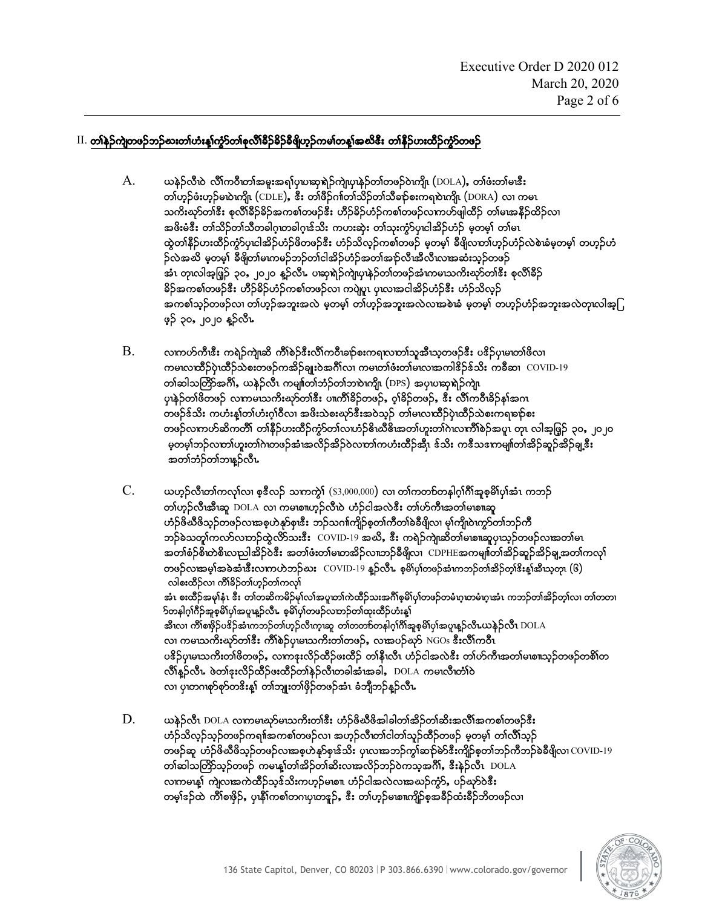## II. တၢ်နဲၣ်ကျဲတဖၣ်ဘၣ်ဃးတၢ်ဟံးန့ၢ်ကွံာ်တၢ်စုလီၢ်ခိၣ်ခိၣ်စိဖိုဟ့ၣ်ကမၢ်တန့ၢ်အဃိဒီး တၢ်နီၣ်ဟးထိၣ်ကွံာ်တဖၣ်

A. ယနဲၣ်လီၤဝဲ လီၢ်ကဝီၤတၢ်အမူးအရၢ်ပှၤပာဆှၢရဲၣ်ကျဲၤပှၤနဲၣ်တၢ်တဖၣ်ဝဲၤကျိၤ (DOLA), တၢ်ဖံးတၢ်မၤဒီး တၢ်ဟ့ၣ်ဖံးဟ့ၣ်မၤဝဲၤကျိၤ (CDLE), ဒီး တၢ်ဖိၣ်ဂၢၢ်တၢ်သိၣ်တၢ်သီခၢၣ်စးကရၢဝဲၤကျိၤ (DORA) လၢ ကမၤသကိးဃုာ်တၢ်ဒီး စုလီၢ်ခိၣ်ခိၣ်အကစၢ်တဖၣ်ဒီး ဟိၣ်ခိၣ်ဟံၣ်ကစၢ်တဖၣ်လၢကဟ်ဖျါထိၣ် တၢ်မၤအနီၣ်ထိၣ်လၢ အဖိးမံဒီး တၢ်သိၣ်တၢ်သီတခါဂူၤတခါဂူၤန်သိး ကဟးဆှဲး တၢ်သုးကွံာ်ပှၤငါအိၣ်ဟံၣ် မ့တမ့ၢ် တၢ်မၤထွဲတၢ်နီၣ်ဟးထိၣ်ကွံာ်ပှၤငါအိၣ်ဟံၣ်ဖိတဖၣ်ဒီး ဟံၣ်သိလ့ၣ်ကစၢ်တဖၣ် မ့တမ့ၢ် ခီဖျိလၢတၢ်ဟ့ၣ်ဟံၣ်လဲစဲၢခံမ့တမ့ၢ် တဟ့ၣ်ဟံၣ်လဲအဃိ မ့တမ့ၢ် ခီဖျိတၢ်မၤကမဉ်ဘၣ်တၢ်ငါအိၣ်ဟံၣ်အတၢ်အာၣ်လီၤအီၤလီၤလၢအဆံးသ့ၣ်တဖၣ် အံၤ တုၤလါအ့ဖြ့ၣ် ၃၀, ၂၀၂၀ နူ့ၣ်လီၤ. ပၢဆှၢရဲၣ်ကျဲၤပှၤနဲၣ်တၢ်တဖၣ်အံၤကမၤသကိးဃုာ်တၢ်ဒီး စုလီၢ်ခိၣ်ခိၣ်အကစၢ်တဖၣ်ဒီး ဟိၣ်ခိၣ်ဟံၣ်ကစၢ်တဖၣ်လၢ ကပျဲပှၤ ပှၤလၢအငါအိၣ်ဟံၣ်ဒီး ဟံၣ်သိလ့ၣ်အကစၢ်သ့ၣ်တဖၣ်လၢ တၢ်ဟ့ၣ်အဘူးအလဲ မ့တမ့ၢ် တၢ်ဟ့ၣ်အဘူးအလဲလၢအစဲၢခံ မ့တမ့ၢ် တဟ့ၣ်ဟံၣ်အဘူးအလဲတုၤလါအ့ဖြ့ၣ် ၃၀, ၂၀၂၀ နူ့ၣ်လီၤ.

B. လၢကဟ်ကီၤဒီး ကရဲၣ်ကျဲၤဆိ ကီၢ်စဲၣ်ဒီးလီၢ်ကဝီၤခၢၣ်စးကရၢလၢတၢ်သူအီၤသ့တဖၣ်ဒီး ပဒိၣ်ပှၤမၤတၢ်ဖိလၢ ကမၤလၢထိၣ်ပုံၤထိၣ်သဲစးတဖၣ်ကအိၣ်ချူးဝဲအဂီၢ်လၢ ကမၤတၢ်ဖံးတၢ်မၤလၢအကါဒိၣ်န်သိး ကဒီဆၢ COVID-19 တၢ်ဆါသတြိာ်အဂီၢ်, ယနဲၣ်လီၤ ကမျၢ်တၢ်ဘံၣ်တၢ်ဘၢဝဲၤကျိၤ (DPS) အပှၤပာဆှၢရဲၣ်ကျဲၤ ပှၤနဲၣ်တၢ်ဖိတဖၣ် လၢကမၤသကိးဃုာ်တၢ်ဒီး ပၢကီၢ်ခိၣ်တဖၣ်, ဝ့ၢ်ခိၣ်တဖၣ်, ဒီး လီၢ်ကဝီၤခိၣ်နၢ်အဂၤ တဖၣ်န်သိး ကဟံးန့ၢ်တၢ်ဟံးဂ့ၢ်ဝီလၢ အဖိးသဲစးဃုာ်ဒီးအဝဲသ့ၣ် တၢ်မၤလၢထိၣ်ပုံၤထိၣ်သဲစးကရၢခၢၣ်စး တဖၣ်လၢကဟ်ဆိကတိၢ် တၢ်နီၣ်ဟးထိၣ်ကွံာ်တၢ်လၢဟံၣ်ဓိၣ်ဃိမိၤအတၢ်ဟူးတၢ်ဂဲၤလၢကီၢ်စဲၣ်အပူၤ တုၤ လါအ့ဖြ့ၣ် ၃၀, ၂၀၂၀ မ့တမ့ၢ်ဘၣ်လၢတၢ်ဟူးတၢ်ဂဲၤတဖၣ်အံၤအလိၣ်အိၣ်ဝဲလၢတၢ်ကဟးထိၣ်အီၤ န်သိး ကဒီသဒၢကမျၢ်တၢ်အိၣ်ဆူၣ်အိၣ်ချ့ဒီး အတၢ်ဘံၣ်တၢ်ဘၢန့ၣ်လီၤ.

C. ယဟ့ၣ်လီၤတၢ်ကလု၊်လၢ စ့ဒီလ့ၣ် သၢကကွဲၢ် ($3,000,000) လၢ တၢ်ကတဲာ်တနါဂ့ၢ်ဂီၢ်အူစ့မိၢ်ပှၢ်အံၤ ကဘၣ် တၢ်ဟ့ၣ်လီၤအီၤဆူ DOLA လၢ ကမၤစၢၤဟ့ၣ်လီၤဝဲ ဟံၣ်ငါအလဲဒီး တၢ်ဟ်ကီၤအတၢ်မၤစၢၤဆူ ဟံၣ်ဖိဃီဖိသ့ၣ်တဖၣ်လၢအစ့ဟဲနၢ်စုၤန်သိး ဘၣ်သဂၢၢ်ကျိၣ်စ့တၢ်ကီတၢ်ခဲခီဖျိလၢ မ့ၢ်ကျိၤဝဲၤကွာ်တၢ်ဘၣ်ကီ ဘၣ်ခဲသတူၢ်ကလာ်လၢဘၣ်ထွဲလိာ်သးဒီး COVID-19 အဃိ, ဒီး ကရဲၣ်ကျဲၤဆိတၢ်မၤစၢၤဆူပှၤသ့ၣ်တဖၣ်လၢအတၢ်မၤ အတၢ်စံၣ်စိၤတဲစိၤလၢညါအိၣ်ဝဲဒီး အတၢ်ဖံးတၢ်မၤတအိၣ်လၢဘၣ်ခီဖျိလၢ CDPHEအကမျၢ်တၢ်အိၣ်ဆူၣ်အိၣ်ချ့အတၢ်ကလု၊် တဖၣ်လၢအမ့ၢ်အခဲအံၤဒီးလၢကဟဲဘၣ်ဃး COVID-19 န့ၣ်လီၤ. စ့မိၢ်ပှၢ်တဖၣ်အံၤကဘၣ်တၢ်အိၣ်တ့ၢ်ဒိးန့ၢ်အီၤသ့တုၤ (၆) လါစးထိၣ်လၢ ကီၢ်ခိၣ်တၢ်ဟ့ၣ်တၢ်ကလု၊် အံၤ စးထိၣ်အမ့ၢ်နံၤ ဒီး တၢ်တဆိကမိၣ်မ့ၢ်လၢ်အပူၤတၢ်ကဲထိၣ်သးအဂီၢ်စ့မိၢ်ပှၢ်တဖၣ်တမံၤဂူၤတမံၤဂူၤအံၤ ကဘၣ်တၢ်အိၣ်တ့ၢ်လၢ တၢ်တတာၣ်တနါဂ့ၢ်ဂီၢ်အူစ့မိၢ်ပှၢ်အပူၤန့ၣ်လီၤ. စ့မိၢ်ပှၢ်တဖၣ်လၢဘၣ်တၢ်ထုးထိၣ်ဟံးန့ၢ် အီၤလၢ ကီၢ်စဖှိၣ်ပဒိၣ်အံၤကဘၣ်တၢ်ဟ့ၣ်လီၤက္ၤဆူ တၢ်တတာ်တနါဂ့ၢ်ဂီၢ်အူစ့မိၢ်ပှၢ်အပူၤန့ၣ်လီၤ.ယနဲၣ်လီၤ DOLA လၢ ကမၤသကိးဃုာ်တၢ်ဒီး ကီၢ်စဲၣ်ပှၤမၤသကိးတၢ်ဖိတဖၣ်, လၢအပၣ်ဃုာ် NGOs ဒီးလီၢ်ကဝီၤ ပဒိၣ်ပှၤမၤသကိးတၢ်ဖိတဖၣ်, လၢကဒုးလိၣ်ထိၣ်ဖးထိၣ် တၢ်နီၤလီၤ ဟံၣ်ငါအလဲဒီး တၢ်ဟ်ကီၤအတၢ်မၤစၢၤသ့ၣ်တဖၣ်တစိၢ်တလိၢ်န့ၣ်လီၤ. ဖဲတၢ်ဒုးလိၣ်ထိၣ်ဖးထိၣ်တၢ်နဲၣ်လီၤတခါအံၤအခါ, DOLA ကမၤလီၤတံၢ်ဝဲ လၢ ပှၤတဂၤစုာ်စုာ်တဒိးန့ၢ် တၢ်ဘျုးတၢ်ဖိှၣ်တဖၣ်အံၤ ခံဘျီဘၣ်န့ၣ်လီၤ.

D. ယနဲၣ်လီၤ DOLA လၢကမၤဃုာ်မၤသကိးတၢ်ဒီး ဟံၣ်ဖိဃီဖိအါခါတၢ်အိၣ်တၢ်ဆိးအလိၢ်အကစၢ်တဖၣ်ဒီး ဟံၣ်သိလ့ၣ်သ့ၣ်တဖၣ်ကရၢ်အကစၢ်တဖၣ်လၢ အဟ့ၣ်လီၤတၢ်ငါတၢ်သူၣ်ထိၣ်တဖၣ် မ့တမ့ၢ် တၢ်လီၢ်သ့ၣ် တဖၣ်ဆူ ဟံၣ်ဖိဃီဖိသ့ၣ်တဖၣ်လၢအစ့ဟဲနၢ်စုၤန်သိး ပှၤလၢအဘၣ်ကွၢ်ဆၢာ်မဲာ်ဒီးကျိၣ်စ့တၢ်ဘၣ်ကီဘၣ်ခဲခီဖျိလၢ COVID-19 တၢ်ဆါသတြိာ်သ့ၣ်တဖၣ် ကမၤန့ၢ်တၢ်အိၣ်တၢ်ဆိးလၢအလိၣ်ဘၣ်ဝဲကသ့အဂီၢ်, ဒီးနဲၣ်လီၤ DOLA လၢကမၤန့ၢ် ကျဲလၢအကဲထိၣ်သ့န်သိးကဟ့ၣ်မၤစၢၤ ဟံၣ်ငါအလဲလၢအဃဉ်ကွံာ်, ပၣ်ဃုာ်ဝဲဒီး တမ့ၢ်နၣ်ထဲ ကီၢ်စဖှိၣ်, ပှၤနီၢ်ကစၢ်တဂၤဂၤတဖုၣ်, ဒီး တၢ်ဟ့ၣ်မၤစၢၤကျိၣ်စ့အခိၣ်ထံးခိၣ်ဘိတဖၣ်လၢ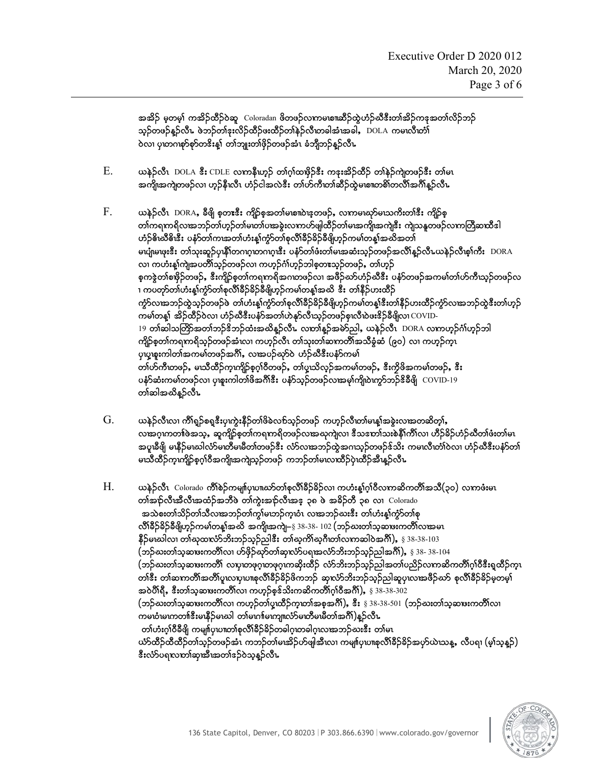အခါဒ် မ့တမ့ၢ် ကအိဒ်ထိဒ်ဝဲဆူ Coloradan ဖိတဖဉ်လၢကမၤစၢၤဆီဉ်ထွဲဟံဉ်ဃီဒီးတၢ်အိဉ်ကဒုအတၢ်လိဉ်ဘဉ်သ့ဉ်တဖဉ်နူဉ်လီၤ. ဖဲဘဉ်တၢ်ဒုးလိဉ်ထိဉ်ဖးထိဉ်တၢ်နဲဉ်လီၤတခါအံၤအခါ, DOLA ကမၤလီၤတံၢ်ဝဲလၢ ပှၤတၢဂၢစ့ာ်စ့ာ်တဒိးန့ၢ် တၢ်ဘျုးတၢ်ဖှိဉ်တဖဉ်အံၤ ခံဘျီဘဉ်နူဉ်လီၤ.

E. ယနဲဉ်လီၤ DOLA ဒီး CDLE လၢကနီးဟ့ဉ် တၢ်ဂ့ၢ်ထၢဖှိဉ်ဒီး ကဒုးအိဉ်ထိဉ် တၢ်နဲဉ်ကျဲတဖဉ်ဒီး တၢ်မၤအကျိၤအကျဲတဖဉ်လၢ ဟ့ဉ်နီၤလီၤ ဟံဉ်ငါအလဲဒီး တၢ်ဟ်ကီၤတၢ်ဆီဉ်ထွဲမၤစၢၤတစိၢ်တလီၢ်အဂီၢ်နူဉ်လီၤ.

F. ယနဲဉ်လီၤ DORA, ဒီဖျိ စ့တၤဒီး ကျိဉ်စ့အတၢ်မၤစၢၤဝဲဒၣ်တဖဉ်, လၢကမၤဃုာ်မၤသကိးတၢ်ဒီး ကျိဉ်စ့တၢ်ကရၢကရိလၢအဘဉ်တၢ်ဟ့ဉ်တၢ်မၤတၢ်ပၢအခွဲးလၢကဟ်ဖျါထိဉ်တၢ်မၤအကျိၤအကျဲဒီး ကျဲသန့တဖဉ်လၢကတြီဆၢထီဒါဟံဉ်ဖိဃီဖိဒီး ပနံာ်တၢ်ကၤအတၢ်ဟံးန့ၢ်ကွံာ်တၢ်စုလီၢ်ခီဉ်ခိဉ်ခီဖျိဟ့ဉ်ကမၢ်တန့ၢ်အဃိအတၢ်မၤပျံၤမၤဖုးဒီး တၢ်သုးဆူဉ်ပှၤနီၢ်တဂၤဂ့ၤတဂၤဂ့ၤဒီး ပနံာ်တၢ်ဖံးတၢ်မၤအဆံးသ့ဉ်တဖဉ်အလီၢ်နူဉ်လီၤ.ယနဲဉ်လီၤစ့ၢ်ကီး DORA လၢ ကဟံးန့ၢ်ကျဲအပတီၢ်သ့ဉ်တဖဉ်လၢ ကဟ့ဉ်ဂံၢ်ဟ့ဉ်ဘါစ့တၤသ့ဉ်တဖဉ်, တၢ်ဟ့ဉ်စ့ကန့ဲတၢ်စ့ဖှိဉ်တဖဉ်, ဒီးကျိဉ်စ့တၢ်ကရၢကရိအဂၤတဖဉ်လၢ အဖိဉ်ဃာ်ဟံဉ်ဃီဒီး ပနံာ်တဖဉ်အကမၢ်တၢ်ဟ်ကီၤသ့ဉ်တဖဉ်လၢ ကပတုာ်တၢ်ဟံးန့ၢ်ကွံာ်တၢ်စုလီၢ်ခီဉ်ခိဉ်ခီဖျိဟ့ဉ်ကမၢ်တန့ၢ်အဃိ ဒီး တၢ်နီဉ်ဟးထိဉ်ကွံာ်လၢအဘဉ်ထွဲသ့ဉ်တဖဉ်ဖဲ တၢ်ဟံးန့ၢ်ကွံာ်တၢ်စုလီၢ်ခီဉ်ခိဉ်ခီဖျိဟ့ဉ်ကမၢ်တန့ၢ်ဒီးတၢ်နီဉ်ဟးထိဉ်ကွံာ်လၢအဘဉ်ထွဲဒီးတၢ်ဟ့ဉ်ကမၢ်တန့ၢ် အိဉ်ထိဉ်ဝဲလၢ ဟံဉ်ဃီဒီးပနံာ်အတၢ်ဟဲနၢ်လီၤသ့ဉ်တဖဉ်စ့ၤလီၤဖဲဖးဒိဉ်ခီဖျိလၢ COVID-19 တၢ်ဆါသတြိာ်အတၢ်ဘဉ်ဒိဘဉ်ထံးအဃိနူဉ်လီၤ. လၢတၢ်နဉ်အမဲာ်ညါ, ယနဲဉ်လီၤ DORA လၢကဟ့ဉ်ဂံၢ်ဟ့ဉ်ဘါ ကျိဉ်စ့တၢ်ကရၢကရိသ့ဉ်တဖဉ်အံၤလၢ ကဟ့ဉ်လီၤ တၢ်သုးတၢ်ဆၢကတီၢ်အသီခွံဆံ (၉၀) လၢ ကဟ့ဉ်ကူၤ ပှၤပှၤစူးကါတၢ်အကမၢ်တဖဉ်အဂီၢ်, လၢအပဉ်ဃုာ်ဝဲ ဟံဉ်ဃီဒီးပနံာ်ကမၢ် တၢ်ဟ်ကီၤတဖဉ်, မၤသီထိဉ်ကူၤကျိဉ်စ့ဂ့ၢ်ဝီတဖဉ်, တၢ်ပှၤသီလ့ဉ်အကမၢ်တဖဉ်, ဒီးကွဲဖိအကမၢ်တဖဉ်, ဒီး ပနံာ်ဆံးကမၢ်တဖဉ်လၢ ပှၤစူးကါတၢ်ဖိအဂီၢ်ဒီး ပနံာ်သ့ဉ်တဖဉ်လၢအမ့ၢ်ကျိၤဝဲၤကွံာ်ဘဉ်ဒိခီဖျိ COVID-19 တၢ်ဆါအဃိနူဉ်လီၤ.

G. ယနဲဉ်လီၤလၢ ကီၢ်ရှဉ်စရှဒီးပှၤကွဲးနီဉ်တၢ်ဖိခဲလၢာ်သ့ဉ်တဖဉ် ကဟ့ဉ်လီၤတၢ်မၤန့ၢ်အခွဲးလၢအတၤဆိတ့ၢ်, လၢအဂ့ၤကတၢၢ်ဖဲအသ့, ဆူကျိဉ်စ့တၢ်ကရၢကရိတဖဉ်လၢအဃုကျဲလၢ ဒီသဒၢတၢ်သးစဲနီၢ်ကီၢ်လၢ ဟီဉ်ခိဉ်ဟံဉ်ဃီတၢ်ဖံးတၢ်မၤအပူၤခီဖျိ မနီဉ်မၤဃါလံာ်မၤတီမၤမီတၢ်တဖဉ်ဒီး လံာ်လၢအဘဉ်ထွဲအဂၤသ့ဉ်တဖဉ်ဒ်သိး ကမၤလီၤတံၢ်ဝဲလၢ ဟံဉ်ဃီဒီးပနံာ်တၢ် မၤသီထိဉ်ကူၤကျိဉ်စ့ဂ့ၢ်ဝီအကျိၤအကျဲသ့ဉ်တဖဉ် ကဘဉ်တၢ်မၤလၢထိဉ်ပှဲၤထိဉ်အီၤနူဉ်လီၤ.

H. ယနဲဉ်လီၤ Colorado ကီၢ်စဲဉ်ကမျၢ်ပှၤပၤဃာ်တၢ်စုလီၢ်ခီဉ်ခိဉ်လၢ ကဟံးန့ၢ်ဂ့ၢ်ဝီလၢကဆိကတီၢ်အသီ(၃၀) လၢကဖံးမၤတၢ်အှဉ်လီၤအီလီၤအထံဉ်အဘီဖဲ တၢ်ကွဲးအှဉ်လီၤအဒ့ ၃၈ ဖဲ အခိဉ်တီ ၃၈ လၢ Colorado အသဲစးတၢ်သိဉ်တၢ်သီလၢအဘဉ်တၢ်ကွၢ်မၤဘဉ်ကူၤဝံၤ လၢအဘဉ်ဃးဒီး တၢ်ဟံးန့ၢ်ကွံာ်တၢ်စုလီၢ်ခီဉ်ခိဉ်ခီဖျိဟ့ဉ်ကမၢ်တန့ၢ်အဃိ အကျိၤအကျဲ–§ 38-38- 102 (ဘဉ်ဃးတၢ်သ့ဆၢဖးကတီၢ်လၢအမၤနီဉ်မၤဃါလၢ တၢ်ဃုထၢလံာ်ဘိးဘဉ်သ့ဉ်ညါဒီး တၢ်ဃုကီၢ်ဃုဂီၤတၢ်လၢကဆါဝဲအဂီၢ်), § 38-38-103 (ဘဉ်ဃးတၢ်သ့ဆၢဖးကတီၢ်လၢ ဟ်ဖှိဉ်ဃာ်တၢ်ဆှၢလံာ်ပရၢအလံာ်ဘိးဘဉ်သ့ဉ်ညါအဂီၢ်), § 38- 38-104 (ဘဉ်ဃးတၢ်သ့ဆၢဖးကတီၢ် လၢပှၤတဖုဂ့ၤတဖုဂ့ၤကဆိုးထိဉ် လံာ်ဘိးဘဉ်သ့ဉ်ညါအတၢ်ပညိဉ်လၢကဆိကတီၢ်ဂ့ၢ်ဝီဒီးရှထိဉ်ကူၤတၢ်ဒီး တၢ်ဆၢကတီၢ်အတိၢ်ပူၤလၢပှၤပၤစုလီၢ်ခီဉ်ခိဉ်ဖိကဘဉ် ဆှၢလံာ်ဘိးဘဉ်သ့ဉ်ညါဆူပှၤလၢအဖိဉ်ဃာ် စုလီၢ်ခီဉ်ခိဉ်မ့တမ့ၢ်အဝဲဒိၢ်ရိ, ဒီးတၢ်သ့ဆၢဖးကတီၢ်လၢ ကဟ့ဉ်စ့ၢ်သိးကဆိကတီၢ်ဂ့ၢ်ဝီအဂီၢ်), § 38-38-302 (ဘဉ်ဃးတၢ်သ့ဆၢဖးကတီၢ်လၢ ကဟ့ဉ်တၢ်ပှၤထိဉ်ကူၤတၢ်အစ့အဂီၢ်), ဒီး § 38-38-501 (ဘဉ်ဃးတၢ်သ့ဆၢဖးကတီၢ်လၢ ကမၤဝံၤမၤကတၢၢ်ဒီးမနီဉ်မၤဃါ တၢ်မၤဂၢၢ်မၤကျၢၤလံာ်မၤတီမၤမီတၢ်အဂီၢ်)နူဉ်လီၤ.

တၢ်ဟံးဂ့ၢ်ဝီခီဖျိ ကမျၢ်ပှၤပၤတၢ်စုလီၢ်ခီဉ်ခိဉ်တခါဂ့ၤတခါဂ့ၤလၢအဘဉ်ဃးဒီး တၢ်မၤဃံာ်ထိဉ်ထီထိဉ်တၢ်သ့ဉ်တဖဉ်အံၤ ကဘဉ်တၢ်မၤအိဉ်ဟ်ဖျါအီၤလၢ ကမျၢ်ပှၤပၤစုလီၢ်ခီဉ်ခိဉ်အဖှာ်ယဲၤသန့, လီပရၢ (မ့ၢ်သ့နူဉ်) ဒီးလံာ်ပရၢလၢတၢ်ဆှၢအီၤအတၢ်ဒဉ်ဝဲသ့နူဉ်လီၤ.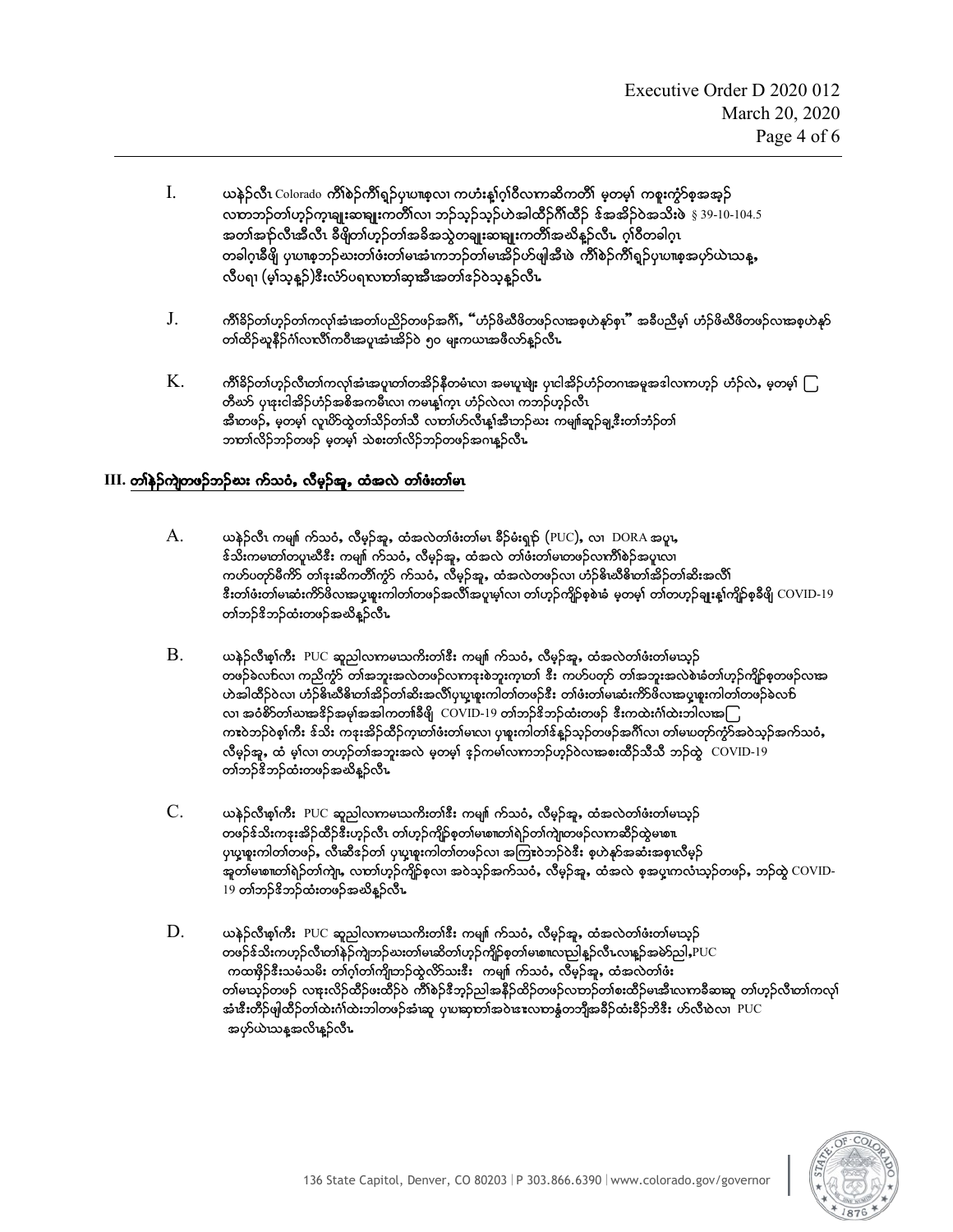I. ယနဲၣ်လီၤ Colorado ကီၢ်စဲၣ်ကီၢ်ရှၣ်ပှၤဟးစုလၢ ကဟံးန့ၢ်ဂ့ၢ်ဝီလၢကဆိကတိၢ် မ့တမ့ၢ် ကစူးကွံၣ်စုအအှၣ် လၢတဘၣ်တၢ်ဟ့ၣ်ကူၤချူးဆၢချူးကတီၢ်လၢ ဘၣ်သ့ၣ်သ့ၣ်ဟဲအါထီၣ်ဂီၢ်ထီၣ် §အဆိၣ်ဝဲအသိးဖဲ § 39-10-104.5 အတၢ်အၢၣ်လီၤအီလီၤ ခီဖျိတၢ်ဟ့ၣ်တၢ်အခွဲးအသွဲတချူးဆၢချူးကတီၢ်အဃိန့ၣ်လီၤ. ဂ့ၢ်ဝီတခါဂ့ၤ တခါဂ့ၤခီဖျိ ပှၤဟးစုဘၣ်ဃးတၢ်ဖံးတၢ်မၤအံၤကဘၣ်တၢ်မၤအိၣ်ဟ်ဖျါအီၤဖဲ ကီၢ်စဲၣ်ကီၢ်ရှၣ်ပှၤဟးစုအဟ်ယဲၤသန့, လီပရၢ (မ့ၢ်သ့န့ၣ်)ဒီးလံာ်ပရၤလၢတၢ်ဆှၢအီၤအတၢ်ဒၣ်ဝဲသ့န့ၣ်လီၤ.

J. ကီၢ်ခိၣ်တၢ်ဟ့ၣ်တၢ်ကလုၢ်အံၤအတၢ်ပညိၣ်တဖၣ်အဂီၢ်, "ဟံၣ်ဖိဃီဖိတဖၣ်လၢအစုဟဲန့ဉ်စ့ၢ" အခီပညီမ့ၢ် ဟံၣ်ဖိဃီဖိတဖၣ်လၢအစုဟဲန့ၣ် တၢ်ထိၣ်ဃူနီၣ်ဂံၢ်လၢဃိၢ်ကဝီၤအပူၤအံၤအိၣ်ဝဲ ၅၀ ဖုးကယၤအဖီလာ်န့ၣ်လီၤ.

K. ကီၢ်ခိၣ်တၢ်ဟ့ၣ်လီၤတၢ်ကလုၢ်အံၤအပူၤတၢ်တအိၣ်နီတမံၤလၢ အမၤပူၤဖျဲး ပှၤငါအိၣ်ဟံၣ်တဂၤအမူအဒါလၢကဟ့ၣ် ဟံၣ်လဲ, မ့တမ့ၢ် တီဃာ် ပှၤဒုးငါအိၣ်ဟံၣ်အစိအကမီၤလၢ ကမၤန့ၢ်ကူၤ ဟံၣ်လဲလၢ ကဘၣ်ဟ့ၣ်လီၤ အီၤတဖၣ်, မ့တမ့ၢ် လူၤပိာ်ထွဲတၢ်သိၣ်တၢ်သိ လၢတၢ်ဟ်လီၤန့ၢ်အီၤဘၣ်ဃး ကမျၢ်ဆူၣ်ချ့ဒီးတၢ်ဘံၣ်တၢ် ဘၢတၢ်လိၣ်ဘၣ်တဖၣ် မ့တမ့ၢ် သဲစးတၢ်လိၣ်ဘၣ်တဖၣ်အဂၤန့ၣ်လီၤ.

## III. တၢ်နဲၣ်ကျဲတဖၣ်ဘၣ်ဃး ကဲာ်သဝံ, လီမ့ၣ်အူ, ထံအလဲ တၢ်ဖံးတၢ်မၤ

A. ယနဲၣ်လီၤ ကမျၢ် ကဲာ်သဝံ, လီမ့ၣ်အူ, ထံအလဲတၢ်ဖံးတၢ်မၤ ခီၣ်မံးရှၣ် (PUC), လၢ DORA အပူၤ, ဒ်သိးကမၤတၢ်တပူၤဃီဒီး ကမျၢ် ကဲာ်သဝံ, လီမ့ၣ်အူ, ထံအလဲ တၢ်ဖံးတၢ်မၤတဖၣ်လၢကီၢ်စဲၣ်အပူၤလၢ ကဟ်ပတုာ်မီကဲာ် တၢ်ဒုးဆိကတိၢ်ကွံာ် ကဲာ်သဝံ, လီမ့ၣ်အူ, ထံအလဲတဖၣ်လၢ ဟံၣ်ဖိဃီဖိတၢ်အိၣ်တၢ်ဆိးအလိၢ် ဒီးတၢ်ဖံးတၢ်မၤဆံးကိာ်ဖိလၢအပှၤဖူးကါတၢ်တဖၣ်အလိၢ်အပူၤမ့ၢ်လၢ တၢ်ဟ့ၣ်ကျိၣ်စ့စဲခံ မ့တမ့ၢ် တၢ်တဟ့ၣ်ချူးန့ၢ်ကျိၣ်စ့ခီဖျိ COVID-19 တၢ်ဘၣ်ဒိဘၣ်ထံးတဖၣ်အဃိန့ၣ်လီၤ.

B. ယနဲၣ်လီၤစ့ၢ်ကီး PUC ဆူညါလၢကမၤသကိးတၢ်ဒီး ကမျၢ် ကဲာ်သဝံ, လီမ့ၣ်အူ, ထံအလဲတၢ်ဖံးတၢ်မၤသ့ၣ် တဖၣ်ခဲလာ်လၢ ကညီကွံာ် တၢ်အဘူးအလဲတဖၣ်လၢကဒုးစဲဘူးကူၤတၢ် ဒီး ကဟ်ပတုာ် တၢ်အဘူးအလဲစဲခံတၢ်ဟ့ၣ်ကျိၣ်စ့တဖၣ်လၢအ ဟဲအါထီၣ်ဝဲလၢ ဟံၣ်ဖိဃီဖိတၢ်အိၣ်တၢ်ဆိးအလိၢ်ပှၤဖူးကါတၢ်တဖၣ်ဒီး တၢ်ဖံးတၢ်မၤဆံးကိာ်ဖိလၢအပှၤဖူးကါတၢ်တဖၣ်ခဲလာ် လၢ အဝံစိာ်တၢ်ဃၢၤအခိၣ်အမ့ၢ်အခါကတၢၢ်ခီဖျိ COVID-19 တၢ်ဘၣ်ဒိဘၣ်ထံးတဖၣ် ဒီးကထဲးဂံၢ်ထဲးဘါလၢအ ကဒုးဝဲဘၣ်ဝဲစ့ၢ်ကီး ဒ်သိး ကဒုးအိၣ်ထိၣ်ကူၤတၢ်ဖံးတၢ်မၤလၢ ပှၤဖူးကါတၢ်ဒ်နၣ်သ့ၣ်တဖၣ်အဂီၢ်လၢ တၢ်မၤပတုာ်ကွံာ်အဝဲသ့ၣ်အကဲာ်သဝံ, လီမ့ၣ်အူ, ထံ မ့ၢ်လၢ တဟ့ၣ်တၢ်အဘူးအလဲ မ့တမ့ၢ် ဒ့ၣ်ကမၢ်လၢကဘၣ်ဟ့ၣ်ဝဲလၢအစးထိၣ်သီသီ ဘၣ်ထွဲ COVID-19 တၢ်ဘၣ်ဒိဘၣ်ထံးတဖၣ်အဃိန့ၣ်လီၤ.

C. ယနဲၣ်လီၤစ့ၢ်ကီး PUC ဆူညါလၢကမၤသကိးတၢ်ဒီး ကမျၢ် ကဲာ်သဝံ, လီမ့ၣ်အူ, ထံအလဲတၢ်ဖံးတၢ်မၤသ့ၣ် တဖၣ်ဒ်သိးကဒုးအိၣ်ထိၣ်ဒီးဟ့ၣ်လီၤ တၢ်ဟ့ၣ်ကျိၣ်စ့တၢ်မၤစၢၤတၢ်ရဲၣ်တၢ်ကျဲၤတဖၣ်လၢကဆိၣ်ထွဲမၤစၢၤ ပှၤဖူးကါတၢ်တဖၣ်, လီၤဆီဒၣ်တၢ် ပှၤဖူးကါတၢ်တဖၣ်လၢ အကြၢးဝဲဘၣ်ဝဲဒီး စ့ဟဲနုာ်အဆံးအစုၤလီမ့ၣ် အူတၢ်မၤစၢၤတၢ်ရဲၣ်တၢ်ကျဲၤ, လၢတၢ်ဟ့ၣ်ကျိၣ်စ့လၢ အဝဲသ့ၣ်အကဲာ်သဝံ, လီမ့ၣ်အူ, ထံအလဲ စ့အပူၤကလံၤသ့ၣ်တဖၣ်, ဘၣ်ထွဲ COVID-19 တၢ်ဘၣ်ဒိဘၣ်ထံးတဖၣ်အဃိန့ၣ်လီၤ.

D. ယနဲၣ်လီၤစ့ၢ်ကီး PUC ဆူညါလၢကမၤသကိးတၢ်ဒီး ကမျၢ် ကဲာ်သဝံ, လီမ့ၣ်အူ, ထံအလဲတၢ်ဖံးတၢ်မၤသ့ၣ် တဖၣ်ဒ်သိးကဟ့ၣ်လီၤတၢ်နဲၣ်ကျဲဘၣ်ဃးတၢ်မၤဆိတၢ်ဟ့ၣ်ကျိၣ်စ့တၢ်မၤစၢၤလၢညါန့ၣ်လီၤ.လၢန့ၣ်အမဲာ်ညါ,PUC ကထၢဖှိၣ်ဒီးသမံသမိး တၢ်ဂ့ၢ်တၢ်ကျိၤဘၣ်ထွဲလိာ်သးဒီး ကမျၢ် ကဲာ်သဝံ, လီမ့ၣ်အူ, ထံအလဲတၢ်ဖံး တၢ်မၤသ့ၣ်တဖၣ် လၢဒုးလိၣ်ထိၣ်ဖးထိၣ်ဝဲ ကီၢ်စဲၣ်ဒီဘ့ၣ်ညါအနီၣ်ထိၣ်တဖၣ်လၢတၢ်ဒ်တၢ်စးထိၣ်မၤအီၤလၢကခီဆၢဆူ တၢ်ဟ့ၣ်လီၤတၢ်ကလုၢ် အံၤဒီးတိာ်ဖျါထိၣ်တၢ်ထဲးဂံၢ်ထဲးဘါတဖၣ်အံၤဆူ ပှၤဆှၢတၢ်အဝဲဒၣ်းလၢတနံၤတဘျီအခိၣ်ထံးခိၣ်ဘိဒီး ဟ်လီၤဖဲလၢ PUC အဟ်ယဲၤသန့အလိၢ်န့ၣ်လီၤ.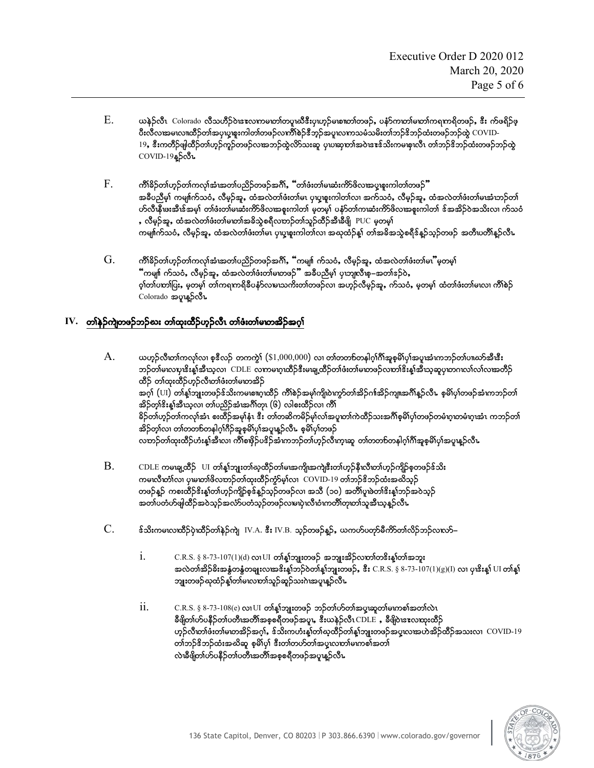E. ယနဲ့ၣ်လီၤ Colorado လီသဟီၣ်ဝဲၤဒၢးလၢကမၤတၢ်တပူၤဃီဒီးပှၤဟ့ၣ်မၤစၢၤတၢ်တဖၣ်, ပနံၣ်ကၢတၢ်မၤတၢ်ကရၢကရိတဖၣ်, ဒီး ကဲဖရိၣ်ဖှိးလီလၢအမၤလၢထီၣ်တၢ်အပှၤပှ့ၤစူးကါတၢ်တဖၣ်လၢကီၢ်စဲၣ်ဒီဘ့ၣ်အပူၤလၢကသမံသမိးတၢ်ဘၣ်ဒိဘၣ်ထံးတဖၣ်ဘၣ်ထွဲ COVID-19, ဒီးကတိၣ်ဖျါထီၣ်တၢ်ဟ့ၣ်ကူၣ်တဖၣ်လၢအဘၣ်ထွဲလိာ်သးဆူ ပှၤဆှၢတၢ်အဝဲၤဒၢးဒ်သိးကမၤစၢၤလီၤ တၢ်ဘၣ်ဒိဘၣ်ထံးတဖၣ်ဘၣ်ထွဲ COVID-19န့ၣ်လီၤ.

F. ကီၢ်ခိၣ်တၢ်ဟ့ၣ်တၢ်ကလုၢ်အံၤအတၢ်ပညိၣ်တဖၣ်အဂီၢ်, "တၢ်ဖံးတၢ်မၤဆံးကိာ်ဖိလၢအပှ့ၤစူးကါတၢ်တဖၣ်" အခီပညီမ့ၢ် ကမျၢ်က်သဝံ, လီမ့ၣ်အူ, ထံအလဲတၢ်ဖံးတၢ်မၤ ပှ့ၤစူးကါတၢ်လၢ အက်သဝံ, လီမ့ၣ်အူ, ထံအလဲတၢ်ဖံးတၢ်မၤအံၤဘၣ်တၢ်ဟ်လီၤနီၤဖးအီၤဒ်အမ့ၢ် တၢ်ဖံးတၢ်မၤဆံးကိာ်ဖိလၢအစူးကါတၢ် မ့တမ့ၢ် ပနံၣ်တၢ်ကၤဆံးကိာ်ဖိလၢအစူးကါတၢ် ဒ်အဒိၣ်ဝဲအသိးလၢ က်သဝံ, လီမ့ၣ်အူ, ထံအလဲတၢ်ဖံးတၢ်မၤတၢ်အခိသွဲစရိလၢဘၣ်တၢ်သူၣ်ထိၣ်အီၤခီဖျိ PUC မ့တမ့ၢ် ကမျၢ်က်သဝံ, လီမ့ၣ်အူ, ထံအလဲတၢ်ဖံးတၢ်မၤ ပှ့ၤစူးကါတၢ်လၢ အဃုထံၣ်န့ၢ် တၢ်အခိအသွဲစရိဒ်န့ၣ်သ့ၣ်တဖၣ် အတီၤပတီၢ်န့ၣ်လီၤ.

G. ကီၢ်ခိၣ်တၢ်ဟ့ၣ်တၢ်ကလုၢ်အံၤအတၢ်ပညိၣ်တဖၣ်အဂီၢ်, "ကမျၢ် က်သဝံ, လီမ့ၣ်အူ, ထံအလဲတၢ်ဖံးတၢ်မၤ" မ့တမ့ၢ် "ကမျၢ် က်သဝံ, လီမ့ၣ်အူ, ထံအလဲတၢ်ဖံးတၢ်မၤတဖၣ်" အခီပညီမ့ၢ် ပှၤဘျၢလီၤစ့–အတၢ်ဒဲၣ်ဝဲ, ဝ့ၢ်တၢ်ပၢတၢ်ပြး, မ့တမ့ၢ် တၢ်ကရၢကရိခီပနံၣ်လၢမၤသကိးတၢ်တဖၣ်လၢ အဟ့ၣ်လီမ့ၣ်အူ, က်သဝံ, မ့တမ့ၢ် ထံတၢ်ဖံးတၢ်မၤလၢ ကီၢ်စဲၣ် Colorado အပူၤန့ၣ်လီၤ.

## IV. တၢ်နဲၣ်ကျဲတဖၣ်ဘၣ်ဃး တၢ်ထုးထီၣ်ဟ့ၣ်လီၤ တၢ်ဖံးတၢ်မၤတအိၣ်အဂ့ၢ်

A. ယဟ့ၣ်လီၤတၢ်ကလုၢ်လၢ စ့ဒီလၣ် တကကွဲၢ် ($1,000,000) လၢ တၢ်တတၢ်တနါဂ့ၢ်ဂီၢ်အစ့စမိၢ်ပှၢ်အပူၤအံၤကဘၣ်တၢ်ပၢဃာ်အီၤဒီး ဘၣ်တၢ်မၤလၢပှၤဒိးန့ၢ်အီၤသ့လၢ CDLE လၢကမၤဂ့ၤထီၣ်ဒီးမၤချ့ထီၣ်တၢ်ဖံးတၢ်မၤတဖၣ်လၢတၢ်ဒိးန့ၢ်အီၤသ့ဆူပှၤတဂၤလၢ်လၢ်လၢအတိၣ် ထိၣ် တၢ်ထုးထီၣ်ဟ့ၣ်လီၤတၢ်ဖံးတၢ်မၤတအိၣ် အဂ့ၢ် (UI) တၢ်န့ၢ်ဘျုးတဖၣ်ဒ်သိးကမၤစၢၤဂ့ၤထီၣ် ကီၢ်စဲၣ်အမ့ၢ်ကျိၤဝဲၤကွာ်တၢ်အိၣ်ဂၢၢ်အိၣ်ကျၢၤအဂီၢ်န့ၣ်လီၤ. စ့မိၢ်ပှၢ်တဖၣ်အံၤကဘၣ်တၢ် အိၣ်တ့ၢ်ဒိးန့ၢ်အီၤသ့လၢ တၢ်ပညိၣ်အံၤအဂီၢ်တုၤ (၆) လါစးထီၣ်လၢ ကီၢ် ခိၣ်တၢ်ဟ့ၣ်တၢ်ကလုၢ်အံၤ စးထိၣ်အမုၢ်နံၤ ဒီး တၢ်တဆိကမိၣ်မုၢ်လၢ်အပူၤတၢ်ကဲထီၣ်သးအဂီၢ်စ့မိၢ်ပှၢ်တဖၣ်တမံၤဂ့ၤတမံၤဂ့ၤအံၤ ကဘၣ်တၢ် အိၣ်တ့ၢ်လၢ တၢ်တတၢ်တနါဂ့ၢ်ဂီၢ်အစ့စမိၢ်ပှၢ်အပူၤန့ၣ်လီၤ. စ့မိၢ်ပှၢ်တဖၣ် လၢဘၣ်တၢ်ထုးထီၣ်ဟံးန့ၢ်အီၤလၢ ကီၢ်စဖိုၣ်ပခိၣ်အံၤကဘၣ်တၢ်ဟ့ၣ်လီၤကူၤဆူ တၢ်တတၢ်တနါဂ့ၢ်ဂီၢ်အစ့စမိၢ်ပှၢ်အပူၤန့ၣ်လီၤ.

B. CDLE ကမၤချ့ထီၣ် UI တၢ်န့ၢ်ဘျုးတၢ်ဃ့ထိၣ်တၢ်မၤအကျိၤအကျဲဒီးတၢ်ဟ့ၣ်နီၤလီၤတၢ်ဟ့ၣ်ကျိၣ်စ့တဖၣ်ဒ်သိး ကမၤလီၤတံၢ်လၢ ပှၤမၤတၢ်ဖိလၢဘၣ်တၢ်ထုးထီၣ်ကွံာ်မ့ၢ်လၢ COVID-19 တၢ်ဘၣ်ဒိဘၣ်ထံးအဃိသ့ၣ် တဖၣ်န့ၣ် ကစးထိၣ်ဒိးန့ၢ်တၢ်ဟ့ၣ်ကျိၣ်စ့ဒ်န့ၣ်သ့ၣ်တဖၣ်လၢ အသီ (၁၀) အတီၢ်ပူၤဖဲတၢ်ဒိးန့ၢ်ဘၣ်အဝဲသ့ၣ် အတၢ်ပတံဟ်ဖျါထိၣ်အဝဲသ့ၣ်အလံာ်ပတံသ့ၣ်တဖၣ်လၢမၤပှဲၤလီၤဝံၤကတိၢ်တုၤတၢ်သူအီၤသ့န့ၣ်လီၤ.

C. ဒ်သိးကမၤလၢထီၣ်ပှဲၤထီၣ်တၢ်နဲၣ်ကျဲ IV.A. ဒီး IV.B. သ့ၣ်တဖၣ်န့ၣ်, ယကဟ်ပတှာ်မီကိာ်တၢ်လိၣ်ဘၣ်လၢလာ်–

i. C.R.S. § 8-73-107(1)(d) လၢ UI တၢ်န့ၢ်ဘျုးတဖၣ် အဘျုးအိၣ်လၢတၢ်တဒိးန့ၢ်တၢ်အဘျုး အလဲတၢ်အိၣ်ခိးအနံ့တနွံတချုးလၢအဒိးန့ၢ်ဘၣ်ဝဲတၢ်န့ၢ်ဘျုးတဖၣ်, ဒီး C.R.S. § 8-73-107(1)(g)(I) လၢ ပှၤဒိးန့ၢ် UI တၢ်န့ၢ် ဘျုးတဖၣ်ဃုထံၣ်န့ၢ်တၢ်မၤလၢတၢ်သူၣ်ဆူၣ်သးဂဲၤအပူၤန့ၣ်လီၤ.

ii. C.R.S. § 8-73-108(e) လၢ UI တၢ်န့ၢ်ဘျုးတဖၣ် ဘၣ်တၢ်ဟ်တၢ်အပှၤဆူတၢ်မၤကစၢ်အတၢ်လဲၤ ခီဖျိတၢ်ဟ်ပနီၣ်တၢ်ပတီၢ်အတီၢ်အစှစရိတဖၣ်အပူၤ, ဒီးယနဲ့ၣ်လီၤ CDLE , ခီဖျိဝဲၤဒၢးလၢထုးထီၣ် ဟ့ၣ်လီၤတၢ်ဖံးတၢ်မၤတအိၣ်အဂ့ၢ်, ဒ်သိးကဟံးန့ၢ်တၢ်ဃ့ထိၣ်တၢ်န့ၢ်ဘျုးတဖၣ်အပူၤလၢအဟဲအိၣ်ထိၣ်အသးလၢ COVID-19 တၢ်ဘၣ်ဒိဘၣ်ထံးအဃိဆူ စ့မိၢ်ပှၢ် ဒီးတၢ်တဟ်တၢ်အပှၤလၢတၢ်မၤကစၢ်အတၢ် လဲၤခီဖျိတၢ်ဟ်ပနီၣ်တၢ်ပတီၢ်အတီၢ်အစှစရိတဖၣ်အပူၤန့ၣ်လီၤ.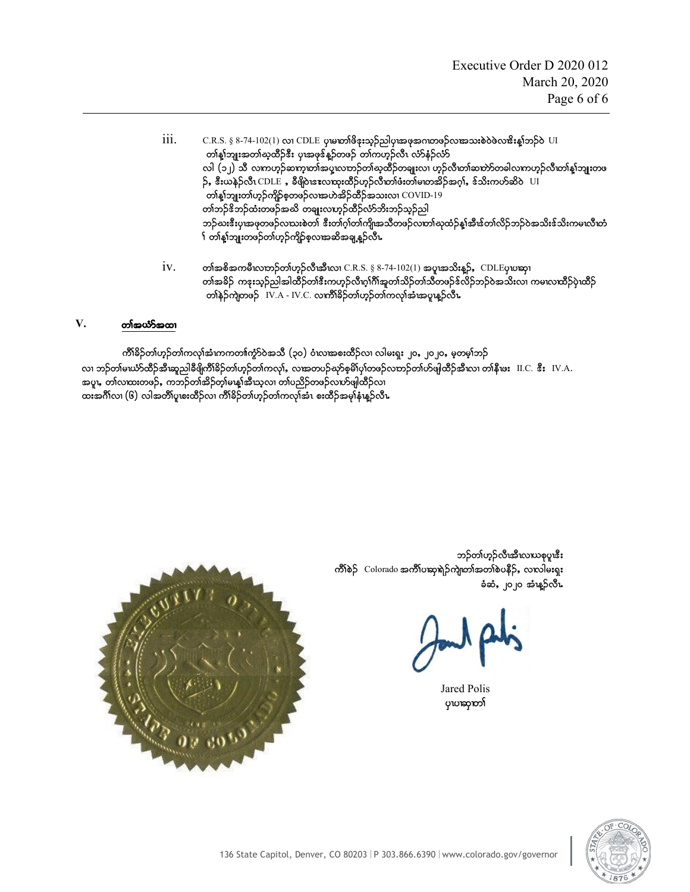iii. C.R.S. § 8-74-102(1) လၢ CDLE ပှၤမၢတၢ်ဖိဒီးသ့ၣ်ညါပှၤအဖုအဂၤတဖၣ်လၢအသးစဲဝဲဖဲလၢဒိးန့ၢ်ဘၣ်ဝဲ UI တၢ်န့ၢ်ဘူးအတၢ်ဃ့ထီၣ်ဒီး ပှၤအဖှၢ်န့ၣ်တဖၣ် တၢ်ကဟ့ၣ်လီၤ လံၥ်နံၣ်လံၥ် လါ (၁၂) သီ လၢကဟ့ၣ်ဆၢက့ၤတၢ်အပူၤလၢာ်ၣ်တၢ်ဃ့ထီၣ်တချုးလၢ ဟ့ၣ်လီၤတၢ်ဆၢတဲာ်တခါလၢကဟ့ၣ်လီၤတၢ်န့ၢ်ဘူးတဖၣ်, ဒီးဃနဲၣ်လီၤ CDLE , ခီဖျိဝဲဒၢးလၢထုးထီၣ်ဟ့ၣ်လီၤတၢ်ဖံးတၢ်မၤတအိၣ်အဂ့ၢ်, ဒ်သိးကဟ်ဆိဝဲ UI တၢ်န့ၢ်ဘူးတၢ်ဟ့ၣ်ကျိၣ်စ့တဖၣ်လၢအဟဲအိၣ်ထိၣ်အသးလၢ COVID-19 တၢ်ဘၣ်ဒိဘၣ်ထံးတဖၣ်အဃိ တချုးလၢဟ့ၣ်ထိၣ်လံၥ်ဘိးဘၣ်သ့ၣ်ညါ ဘၣ်ဃးဒီးပှၤအဖုတဖၣ်လၢသးစဲတၢ် ဒီးတၢ်ဂ့ၢ်တၢ်ကျိၤအသိတဖၣ်လၢတၢ်ဃ့ထံၣ်န့ၢ်အီၤဒ်တၢ်လိၣ်ဘၣ်ဝဲအသိးဒ်သိးကမၤလီၤတံၢ် တၢ်န့ၢ်ဘူးတဖၣ်တၢ်ဟ့ၣ်ကျိၣ်စ့လၢအဆိအချ့န့ၣ်လီၤ.

iv. တၢ်အစိအကမီၤလၢာ်ၣ်တၢ်ဟ့ၣ်လီၤအီၤလၢ C.R.S. § 8-74-102(1) အပူၤအသိးန့ၣ်, CDLEပှၤပၢဆှၢ တၢ်အခိၣ် ကဒုးသ့ၣ်ညါအါထိၣ်တၢ်ဒီးကဟ့ၣ်လီၤဂ့ၢ်ဂီၢ်အူတၢ်သိၣ်တၢ်သိတဖၣ်ဒ်လိၣ်ဘၣ်ဝဲအသိးလၢ ကမၤလၢထိၣ်ပှဲၤထိၣ် တၢ်နဲၣ်ကျဲတဖၣ် IV.A - IV.C. လၢကိၢ်ခိၣ်တၢ်ဟ့ၣ်တၢ်ကလုၢ်အံၤအပူၤန့ၣ်လီၤ.

## V. တၢ်အယံာ်အထၢ

ကိၢ်ခိၣ်တၢ်ဟ့ၣ်တၢ်ကလုၢ်အံၤကတၢၢ်ကွံာ်ဝဲအသီ (၃၀) ဝံၤလၢအစးထိၣ်လၢ လါမးရှး ၂၀, ၂၀၂၀, မ့တမ့ၢ်ဘၣ်လၢ ဘၣ်တၢ်မၤယံာ်ထိၣ်အီၤဆူညါခီဖျိကိၢ်ခိၣ်တၢ်ဟ့ၣ်တၢ်ကလုၢ်, လၢအတပၣ်ဃုာ်စ့မိၢ်ပှၢ်တဖၣ်လၢာ်ၣ်တၢ်ဟ်ဖျါထိၣ်အီၤလၢ တၢ်နီၤဖး II.C. ဒီး IV.A. အပူၤ, တၢ်လၢထးတဖၣ်, ကဘၣ်တၢ်အိၣ်တ့ၢ်မၤန့ၢ်အီၤသ့လၢ တၢ်ပညိၣ်တဖၣ်လၢဟ်ဖျါထိၣ်လၢ ထးအဂီၢ်လၢ (၆) လါအတိၢ်ပူၤဖးထိၣ်လၢ ကိၢ်ခိၣ်တၢ်ဟ့ၣ်တၢ်ကလုၢ်အံၤ စးထိၣ်အမှၢ်နံၤန့ၣ်လီၤ.

ဘၣ်တၢ်ဟ့ၣ်လီၤအီၤလၢဃစုပူၤဒီး
ကိၢ်စဲၣ် Colorado အကိၢ်ပၢဆှၢရဲၣ်ကျဲၤတၢ်အတၢ်စဲပနိၣ်, လၢလါမးရှး
ခံဆံ, ၂၀၂၀ အံၤန့ၣ်လီၤ.

Jared Polis
ပှၤပၢဆှၢတၢ်